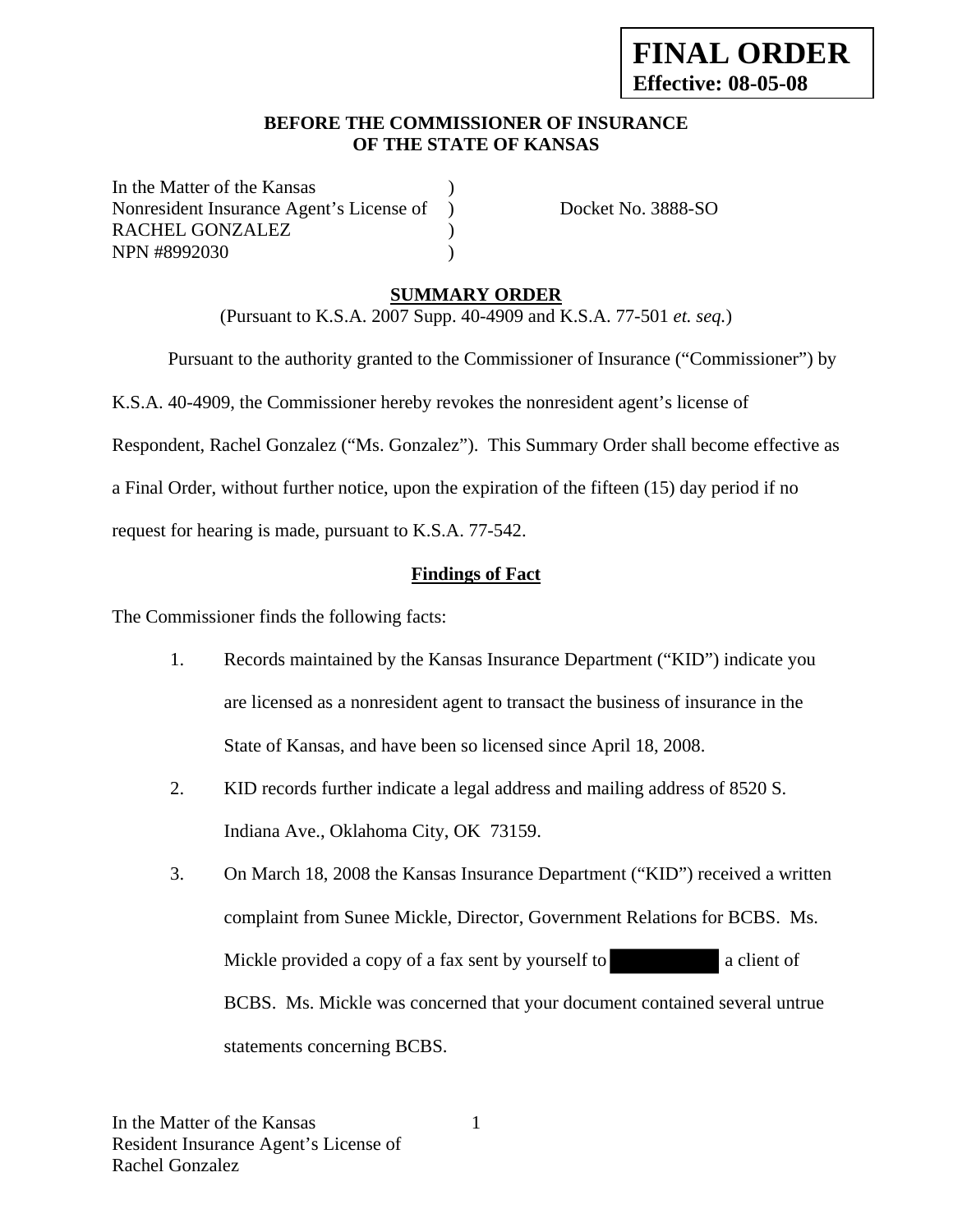**FINAL ORDER**
**Effective: 08-05-08**

**BEFORE THE COMMISSIONER OF INSURANCE**
**OF THE STATE OF KANSAS**

In the Matter of the Kansas )
Nonresident Insurance Agent's License of ) Docket No. 3888-SO
RACHEL GONZALEZ )
NPN #8992030 )

**SUMMARY ORDER**

(Pursuant to K.S.A. 2007 Supp. 40-4909 and K.S.A. 77-501 *et. seq.*)

Pursuant to the authority granted to the Commissioner of Insurance ("Commissioner") by K.S.A. 40-4909, the Commissioner hereby revokes the nonresident agent's license of Respondent, Rachel Gonzalez ("Ms. Gonzalez"). This Summary Order shall become effective as a Final Order, without further notice, upon the expiration of the fifteen (15) day period if no request for hearing is made, pursuant to K.S.A. 77-542.

**Findings of Fact**

The Commissioner finds the following facts:

1. Records maintained by the Kansas Insurance Department ("KID") indicate you are licensed as a nonresident agent to transact the business of insurance in the State of Kansas, and have been so licensed since April 18, 2008.

2. KID records further indicate a legal address and mailing address of 8520 S. Indiana Ave., Oklahoma City, OK 73159.

3. On March 18, 2008 the Kansas Insurance Department ("KID") received a written complaint from Sunee Mickle, Director, Government Relations for BCBS. Ms. Mickle provided a copy of a fax sent by yourself to [REDACTED] a client of BCBS. Ms. Mickle was concerned that your document contained several untrue statements concerning BCBS.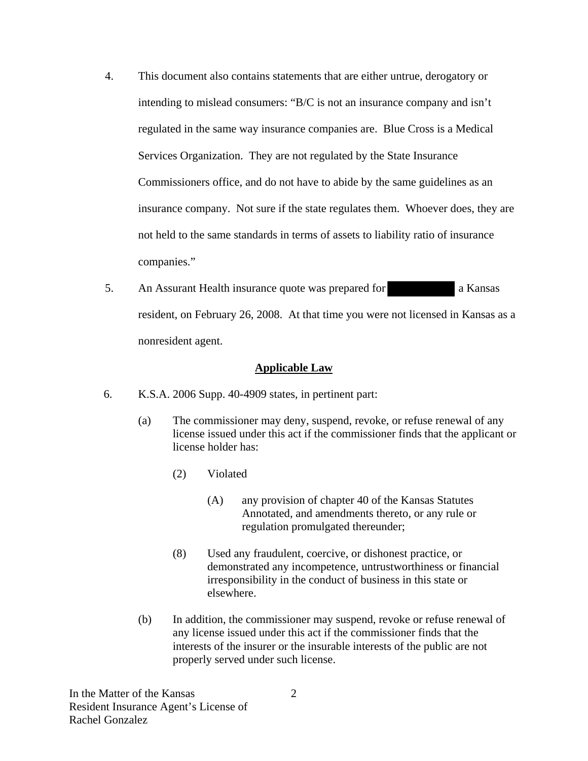4. This document also contains statements that are either untrue, derogatory or intending to mislead consumers: "B/C is not an insurance company and isn't regulated in the same way insurance companies are. Blue Cross is a Medical Services Organization. They are not regulated by the State Insurance Commissioners office, and do not have to abide by the same guidelines as an insurance company. Not sure if the state regulates them. Whoever does, they are not held to the same standards in terms of assets to liability ratio of insurance companies."

5. An Assurant Health insurance quote was prepared for [REDACTED] a Kansas resident, on February 26, 2008. At that time you were not licensed in Kansas as a nonresident agent.

## Applicable Law

6. K.S.A. 2006 Supp. 40-4909 states, in pertinent part:

   (a) The commissioner may deny, suspend, revoke, or refuse renewal of any license issued under this act if the commissioner finds that the applicant or license holder has:

   (2) Violated

   (A) any provision of chapter 40 of the Kansas Statutes Annotated, and amendments thereto, or any rule or regulation promulgated thereunder;

   (8) Used any fraudulent, coercive, or dishonest practice, or demonstrated any incompetence, untrustworthiness or financial irresponsibility in the conduct of business in this state or elsewhere.

   (b) In addition, the commissioner may suspend, revoke or refuse renewal of any license issued under this act if the commissioner finds that the interests of the insurer or the insurable interests of the public are not properly served under such license.

In the Matter of the Kansas Resident Insurance Agent's License of Rachel Gonzalez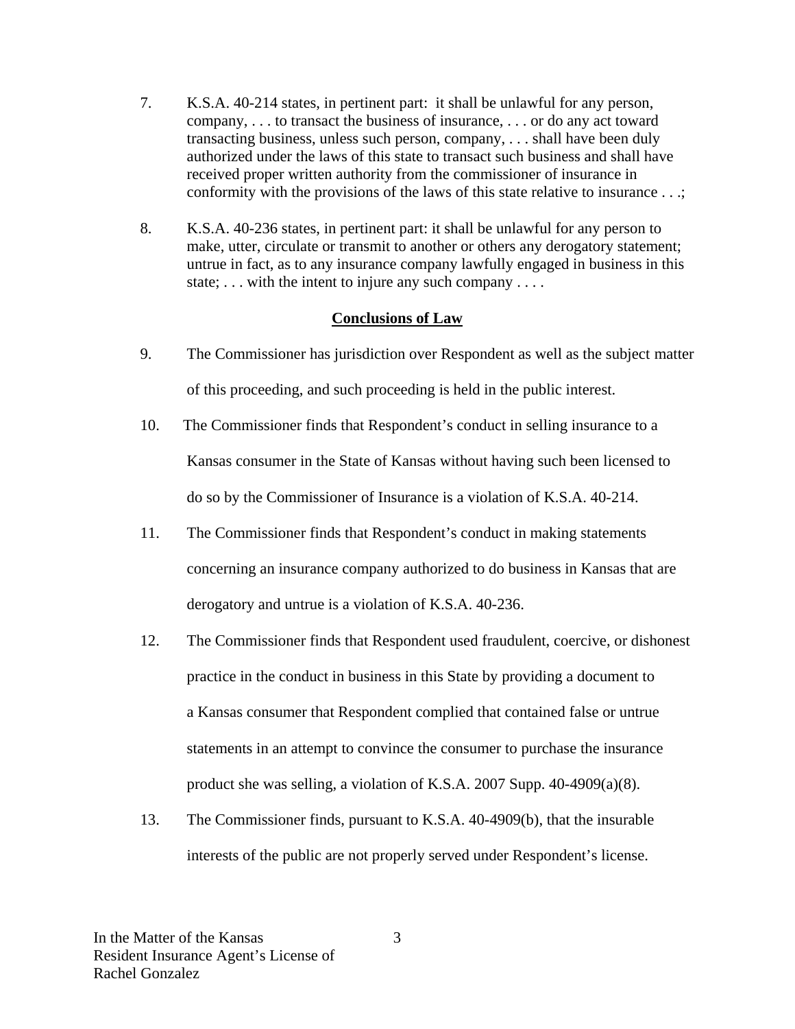7. K.S.A. 40-214 states, in pertinent part: it shall be unlawful for any person, company, . . . to transact the business of insurance, . . . or do any act toward transacting business, unless such person, company, . . . shall have been duly authorized under the laws of this state to transact such business and shall have received proper written authority from the commissioner of insurance in conformity with the provisions of the laws of this state relative to insurance . . .;

8. K.S.A. 40-236 states, in pertinent part: it shall be unlawful for any person to make, utter, circulate or transmit to another or others any derogatory statement; untrue in fact, as to any insurance company lawfully engaged in business in this state; . . . with the intent to injure any such company . . . .

## Conclusions of Law

9. The Commissioner has jurisdiction over Respondent as well as the subject matter of this proceeding, and such proceeding is held in the public interest.

10. The Commissioner finds that Respondent's conduct in selling insurance to a Kansas consumer in the State of Kansas without having such been licensed to do so by the Commissioner of Insurance is a violation of K.S.A. 40-214.

11. The Commissioner finds that Respondent's conduct in making statements concerning an insurance company authorized to do business in Kansas that are derogatory and untrue is a violation of K.S.A. 40-236.

12. The Commissioner finds that Respondent used fraudulent, coercive, or dishonest practice in the conduct in business in this State by providing a document to a Kansas consumer that Respondent complied that contained false or untrue statements in an attempt to convince the consumer to purchase the insurance product she was selling, a violation of K.S.A. 2007 Supp. 40-4909(a)(8).

13. The Commissioner finds, pursuant to K.S.A. 40-4909(b), that the insurable interests of the public are not properly served under Respondent's license.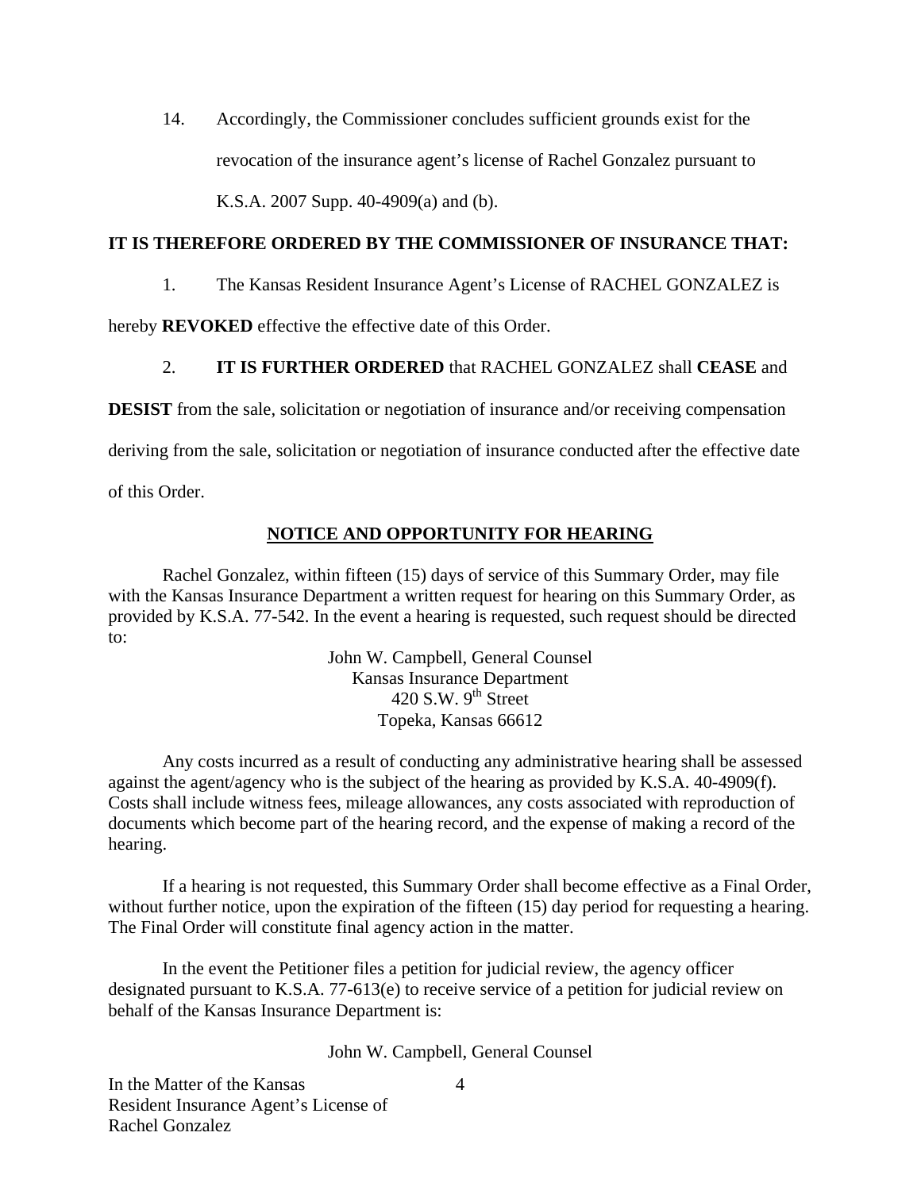14. Accordingly, the Commissioner concludes sufficient grounds exist for the revocation of the insurance agent's license of Rachel Gonzalez pursuant to K.S.A. 2007 Supp. 40-4909(a) and (b).

**IT IS THEREFORE ORDERED BY THE COMMISSIONER OF INSURANCE THAT:**

1. The Kansas Resident Insurance Agent's License of RACHEL GONZALEZ is hereby **REVOKED** effective the effective date of this Order.

2. **IT IS FURTHER ORDERED** that RACHEL GONZALEZ shall **CEASE** and **DESIST** from the sale, solicitation or negotiation of insurance and/or receiving compensation deriving from the sale, solicitation or negotiation of insurance conducted after the effective date of this Order.

**NOTICE AND OPPORTUNITY FOR HEARING**

Rachel Gonzalez, within fifteen (15) days of service of this Summary Order, may file with the Kansas Insurance Department a written request for hearing on this Summary Order, as provided by K.S.A. 77-542. In the event a hearing is requested, such request should be directed to:

John W. Campbell, General Counsel
Kansas Insurance Department
420 S.W. 9th Street
Topeka, Kansas 66612

Any costs incurred as a result of conducting any administrative hearing shall be assessed against the agent/agency who is the subject of the hearing as provided by K.S.A. 40-4909(f). Costs shall include witness fees, mileage allowances, any costs associated with reproduction of documents which become part of the hearing record, and the expense of making a record of the hearing.

If a hearing is not requested, this Summary Order shall become effective as a Final Order, without further notice, upon the expiration of the fifteen (15) day period for requesting a hearing. The Final Order will constitute final agency action in the matter.

In the event the Petitioner files a petition for judicial review, the agency officer designated pursuant to K.S.A. 77-613(e) to receive service of a petition for judicial review on behalf of the Kansas Insurance Department is:

John W. Campbell, General Counsel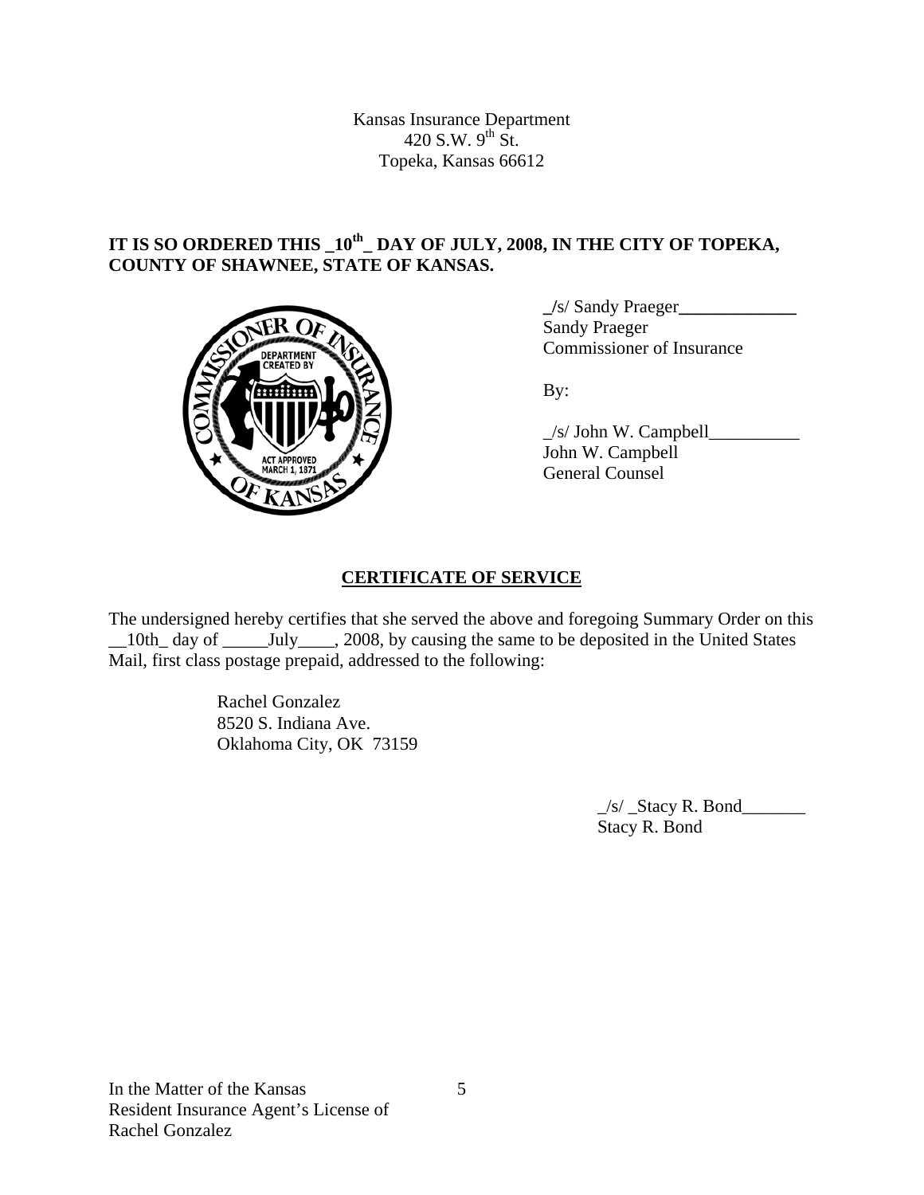Kansas Insurance Department
420 S.W. 9th St.
Topeka, Kansas 66612

**IT IS SO ORDERED THIS _10th_ DAY OF JULY, 2008, IN THE CITY OF TOPEKA, COUNTY OF SHAWNEE, STATE OF KANSAS.**

_/s/ Sandy Praeger_____________
Sandy Praeger
Commissioner of Insurance

By:

_/s/ John W. Campbell__________
John W. Campbell
General Counsel

## CERTIFICATE OF SERVICE

The undersigned hereby certifies that she served the above and foregoing Summary Order on this __10th_ day of _____July____, 2008, by causing the same to be deposited in the United States Mail, first class postage prepaid, addressed to the following:

Rachel Gonzalez
8520 S. Indiana Ave.
Oklahoma City, OK 73159

_/s/ _Stacy R. Bond_______
Stacy R. Bond

In the Matter of the Kansas
Resident Insurance Agent's License of
Rachel Gonzalez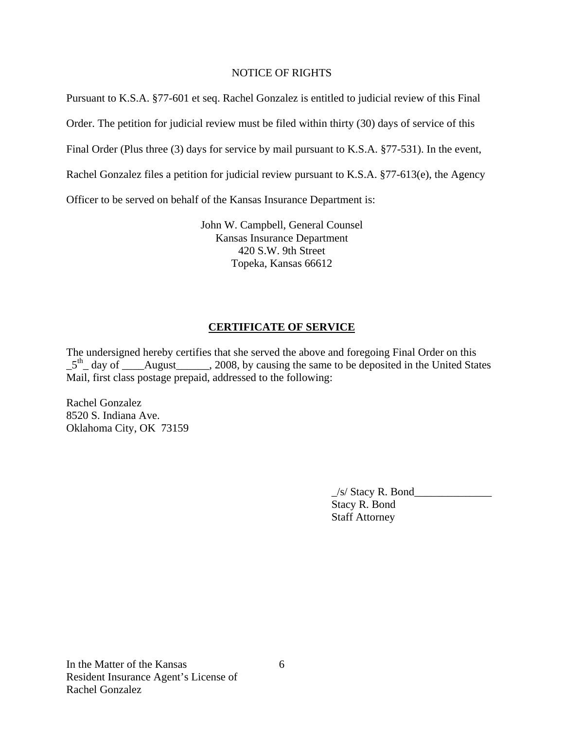NOTICE OF RIGHTS

Pursuant to K.S.A. §77-601 et seq. Rachel Gonzalez is entitled to judicial review of this Final Order. The petition for judicial review must be filed within thirty (30) days of service of this Final Order (Plus three (3) days for service by mail pursuant to K.S.A. §77-531). In the event, Rachel Gonzalez files a petition for judicial review pursuant to K.S.A. §77-613(e), the Agency Officer to be served on behalf of the Kansas Insurance Department is:

John W. Campbell, General Counsel
Kansas Insurance Department
420 S.W. 9th Street
Topeka, Kansas 66612

## CERTIFICATE OF SERVICE

The undersigned hereby certifies that she served the above and foregoing Final Order on this _5th_ day of ____August______, 2008, by causing the same to be deposited in the United States Mail, first class postage prepaid, addressed to the following:

Rachel Gonzalez
8520 S. Indiana Ave.
Oklahoma City, OK 73159

_/s/ Stacy R. Bond______________
Stacy R. Bond
Staff Attorney

In the Matter of the Kansas
Resident Insurance Agent's License of
Rachel Gonzalez